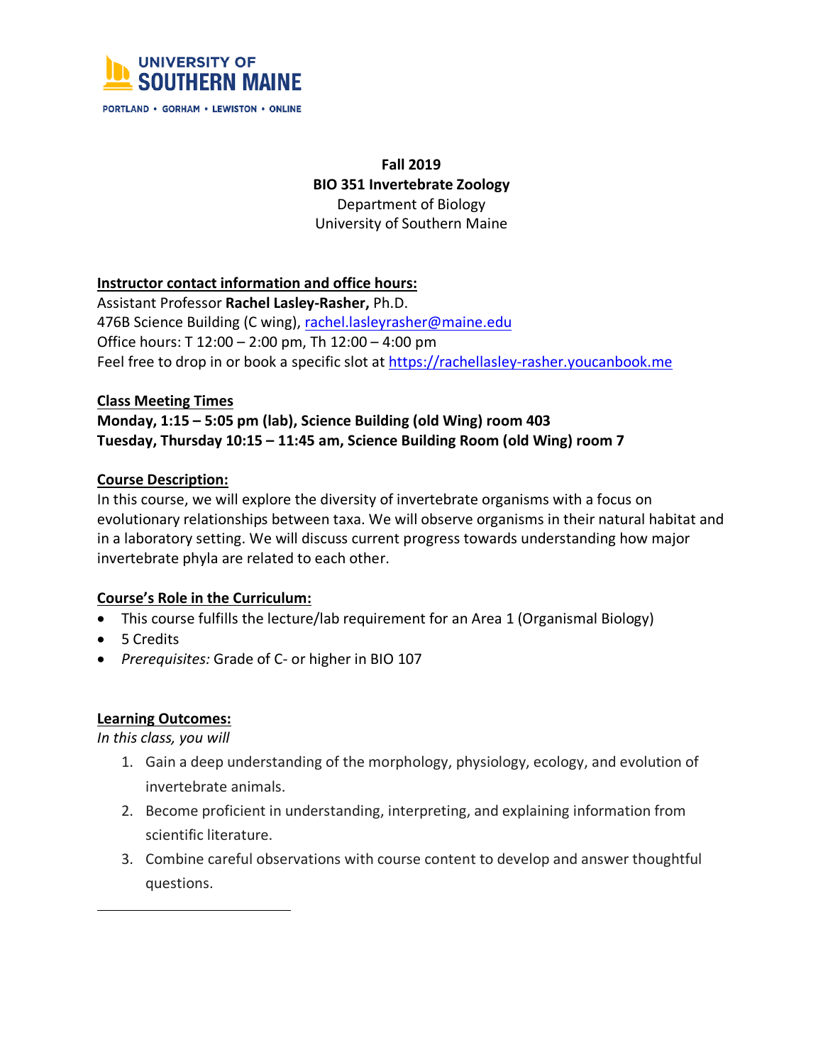UNIVERSITY OF SOUTHERN MAINE

PORTLAND • GORHAM • LEWISTON • ONLINE

**Fall 2019**
**BIO 351 Invertebrate Zoology**
Department of Biology
University of Southern Maine

**Instructor contact information and office hours:**

Assistant Professor **Rachel Lasley-Rasher,** Ph.D.
476B Science Building (C wing), rachel.lasleyrasher@maine.edu
Office hours: T 12:00 – 2:00 pm, Th 12:00 – 4:00 pm
Feel free to drop in or book a specific slot at https://rachellasley-rasher.youcanbook.me

**Class Meeting Times**

**Monday, 1:15 – 5:05 pm (lab), Science Building (old Wing) room 403**
**Tuesday, Thursday 10:15 – 11:45 am, Science Building Room (old Wing) room 7**

**Course Description:**

In this course, we will explore the diversity of invertebrate organisms with a focus on evolutionary relationships between taxa. We will observe organisms in their natural habitat and in a laboratory setting. We will discuss current progress towards understanding how major invertebrate phyla are related to each other.

**Course's Role in the Curriculum:**

- This course fulfills the lecture/lab requirement for an Area 1 (Organismal Biology)
- 5 Credits
- *Prerequisites:* Grade of C- or higher in BIO 107

**Learning Outcomes:**

*In this class, you will*

1. Gain a deep understanding of the morphology, physiology, ecology, and evolution of invertebrate animals.
2. Become proficient in understanding, interpreting, and explaining information from scientific literature.
3. Combine careful observations with course content to develop and answer thoughtful questions.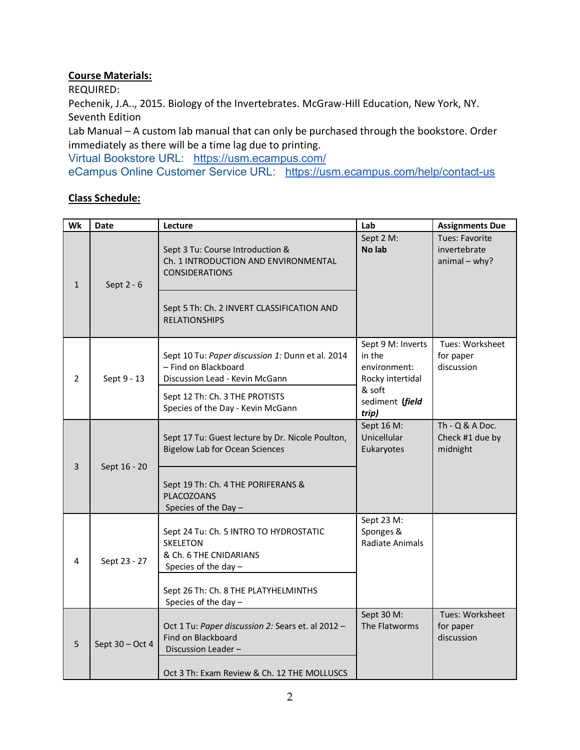**Course Materials:**

REQUIRED:

Pechenik, J.A.., 2015. Biology of the Invertebrates. McGraw-Hill Education, New York, NY. Seventh Edition

Lab Manual – A custom lab manual that can only be purchased through the bookstore. Order immediately as there will be a time lag due to printing.

Virtual Bookstore URL: https://usm.ecampus.com/

eCampus Online Customer Service URL: https://usm.ecampus.com/help/contact-us

**Class Schedule:**

| Wk | Date | Lecture | Lab | Assignments Due |
|---|---|---|---|---|
| 1 | Sept 2 - 6 | Sept 3 Tu: Course Introduction & Ch. 1 INTRODUCTION AND ENVIRONMENTAL CONSIDERATIONS | Sept 2 M: **No lab** | Tues: Favorite invertebrate animal – why? |
| | | Sept 5 Th: Ch. 2 INVERT CLASSIFICATION AND RELATIONSHIPS | | |
| 2 | Sept 9 - 13 | Sept 10 Tu: *Paper discussion 1:* Dunn et al. 2014 – Find on Blackboard<br>Discussion Lead - Kevin McGann | Sept 9 M: Inverts in the environment: Rocky intertidal & soft sediment **(*field trip*)** | Tues: Worksheet for paper discussion |
| | | Sept 12 Th: Ch. 3 THE PROTISTS<br>Species of the Day - Kevin McGann | | |
| 3 | Sept 16 - 20 | Sept 17 Tu: Guest lecture by Dr. Nicole Poulton, Bigelow Lab for Ocean Sciences | Sept 16 M: Unicellular Eukaryotes | Th - Q & A Doc. Check #1 due by midnight |
| | | Sept 19 Th: Ch. 4 THE PORIFERANS & PLACOZOANS<br>Species of the Day – | | |
| 4 | Sept 23 - 27 | Sept 24 Tu: Ch. 5 INTRO TO HYDROSTATIC SKELETON<br>& Ch. 6 THE CNIDARIANS<br>Species of the day – | Sept 23 M: Sponges & Radiate Animals | |
| | | Sept 26 Th: Ch. 8 THE PLATYHELMINTHS<br>Species of the day – | | |
| 5 | Sept 30 – Oct 4 | Oct 1 Tu: *Paper discussion 2:* Sears et. al 2012 – Find on Blackboard<br>Discussion Leader – | Sept 30 M: The Flatworms | Tues: Worksheet for paper discussion |
| | | Oct 3 Th: Exam Review & Ch. 12 THE MOLLUSCS | | |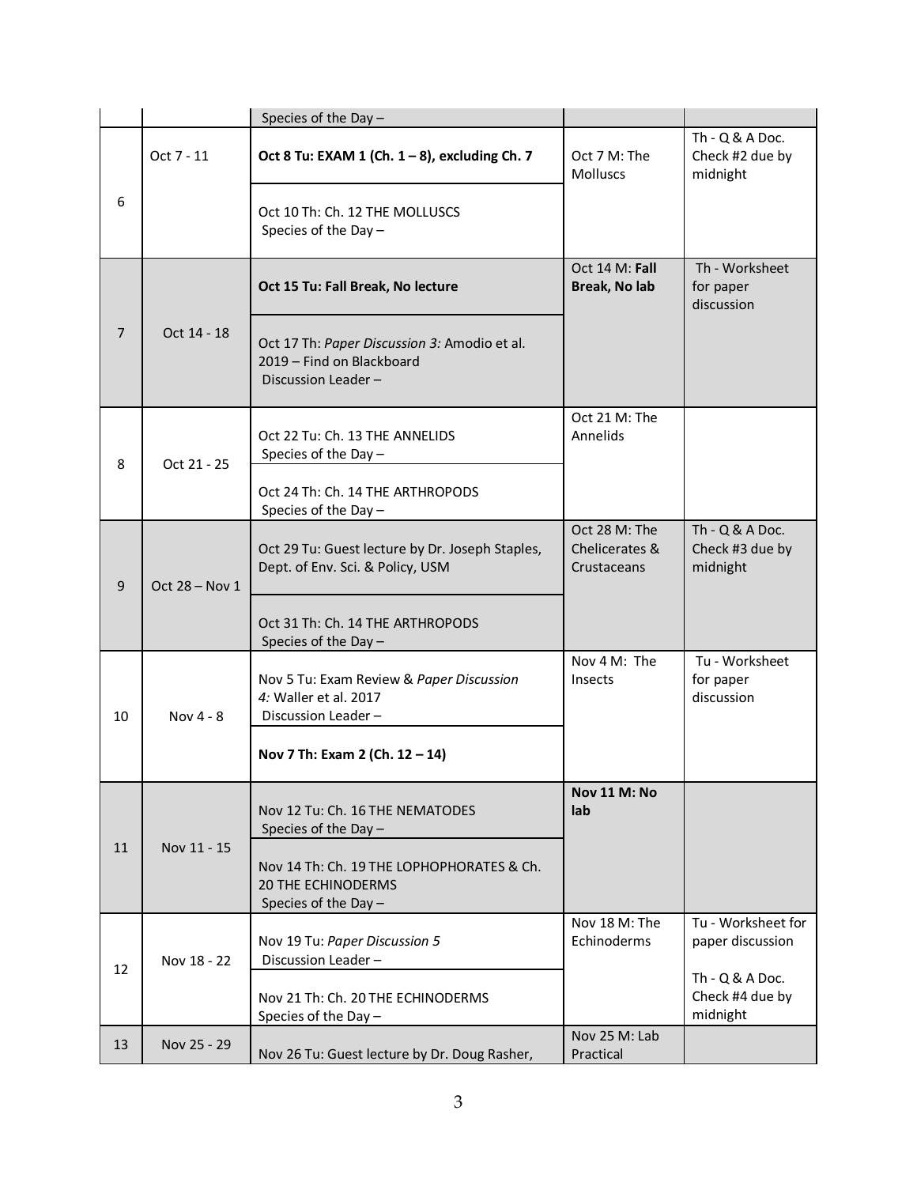| | | | | |
|---|---|---|---|---|
| | | Species of the Day – | | |
| 6 | Oct 7 - 11 | **Oct 8 Tu: EXAM 1 (Ch. 1 – 8), excluding Ch. 7** | Oct 7 M: The Molluscs | Th - Q & A Doc. Check #2 due by midnight |
| | | Oct 10 Th: Ch. 12 THE MOLLUSCS<br>Species of the Day – | | |
| 7 | Oct 14 - 18 | **Oct 15 Tu: Fall Break, No lecture** | Oct 14 M: **Fall Break, No lab** | Th - Worksheet for paper discussion |
| | | Oct 17 Th: *Paper Discussion 3:* Amodio et al. 2019 – Find on Blackboard<br>Discussion Leader – | | |
| 8 | Oct 21 - 25 | Oct 22 Tu: Ch. 13 THE ANNELIDS<br>Species of the Day – | Oct 21 M: The Annelids | |
| | | Oct 24 Th: Ch. 14 THE ARTHROPODS<br>Species of the Day – | | |
| 9 | Oct 28 – Nov 1 | Oct 29 Tu: Guest lecture by Dr. Joseph Staples, Dept. of Env. Sci. & Policy, USM | Oct 28 M: The Chelicerates & Crustaceans | Th - Q & A Doc. Check #3 due by midnight |
| | | Oct 31 Th: Ch. 14 THE ARTHROPODS<br>Species of the Day – | | |
| 10 | Nov 4 - 8 | Nov 5 Tu: Exam Review & *Paper Discussion 4:* Waller et al. 2017<br>Discussion Leader – | Nov 4 M: The Insects | Tu - Worksheet for paper discussion |
| | | **Nov 7 Th: Exam 2 (Ch. 12 – 14)** | | |
| 11 | Nov 11 - 15 | Nov 12 Tu: Ch. 16 THE NEMATODES<br>Species of the Day – | **Nov 11 M: No lab** | |
| | | Nov 14 Th: Ch. 19 THE LOPHOPHORATES & Ch. 20 THE ECHINODERMS<br>Species of the Day – | | |
| 12 | Nov 18 - 22 | Nov 19 Tu: *Paper Discussion 5*<br>Discussion Leader – | Nov 18 M: The Echinoderms | Tu - Worksheet for paper discussion<br><br>Th - Q & A Doc. Check #4 due by midnight |
| | | Nov 21 Th: Ch. 20 THE ECHINODERMS<br>Species of the Day – | | |
| 13 | Nov 25 - 29 | Nov 26 Tu: Guest lecture by Dr. Doug Rasher, | Nov 25 M: Lab Practical | |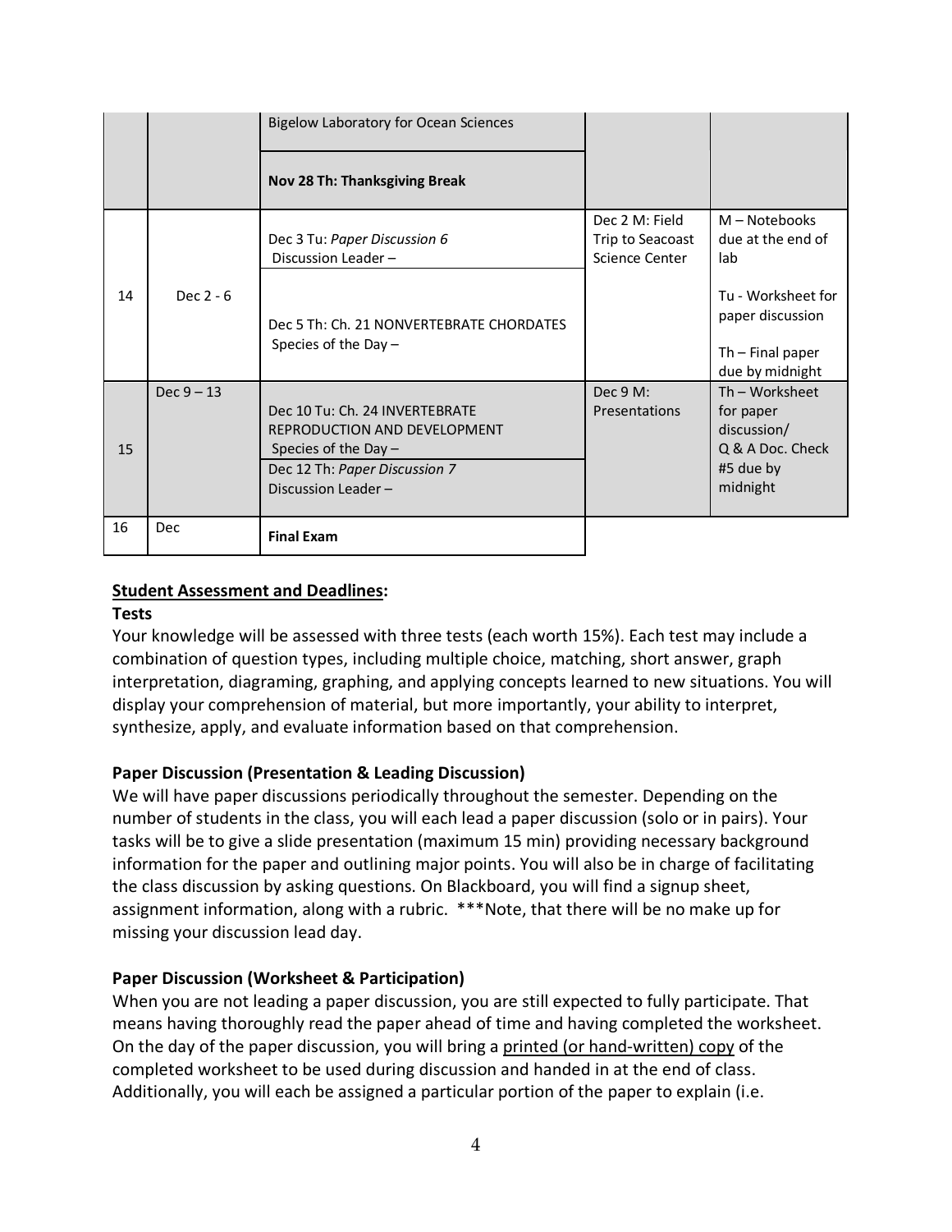| | | | | |
|---|---|---|---|---|
| | | Bigelow Laboratory for Ocean Sciences | | |
| | | **Nov 28 Th: Thanksgiving Break** | | |
| 14 | Dec 2 - 6 | Dec 3 Tu: *Paper Discussion 6* Discussion Leader – | Dec 2 M: Field Trip to Seacoast Science Center | M – Notebooks due at the end of lab<br>Tu - Worksheet for paper discussion |
| | | Dec 5 Th: Ch. 21 NONVERTEBRATE CHORDATES Species of the Day – | | Th – Final paper due by midnight |
| 15 | Dec 9 – 13 | Dec 10 Tu: Ch. 24 INVERTEBRATE REPRODUCTION AND DEVELOPMENT Species of the Day – | Dec 9 M: Presentations | Th – Worksheet for paper discussion/ Q & A Doc. Check #5 due by midnight |
| | | Dec 12 Th: *Paper Discussion 7* Discussion Leader – | | |
| 16 | Dec | **Final Exam** | | |

**Student Assessment and Deadlines:**

**Tests**

Your knowledge will be assessed with three tests (each worth 15%). Each test may include a combination of question types, including multiple choice, matching, short answer, graph interpretation, diagraming, graphing, and applying concepts learned to new situations. You will display your comprehension of material, but more importantly, your ability to interpret, synthesize, apply, and evaluate information based on that comprehension.

**Paper Discussion (Presentation & Leading Discussion)**

We will have paper discussions periodically throughout the semester. Depending on the number of students in the class, you will each lead a paper discussion (solo or in pairs). Your tasks will be to give a slide presentation (maximum 15 min) providing necessary background information for the paper and outlining major points. You will also be in charge of facilitating the class discussion by asking questions. On Blackboard, you will find a signup sheet, assignment information, along with a rubric. ***Note, that there will be no make up for missing your discussion lead day.

**Paper Discussion (Worksheet & Participation)**

When you are not leading a paper discussion, you are still expected to fully participate. That means having thoroughly read the paper ahead of time and having completed the worksheet. On the day of the paper discussion, you will bring a printed (or hand-written) copy of the completed worksheet to be used during discussion and handed in at the end of class. Additionally, you will each be assigned a particular portion of the paper to explain (i.e.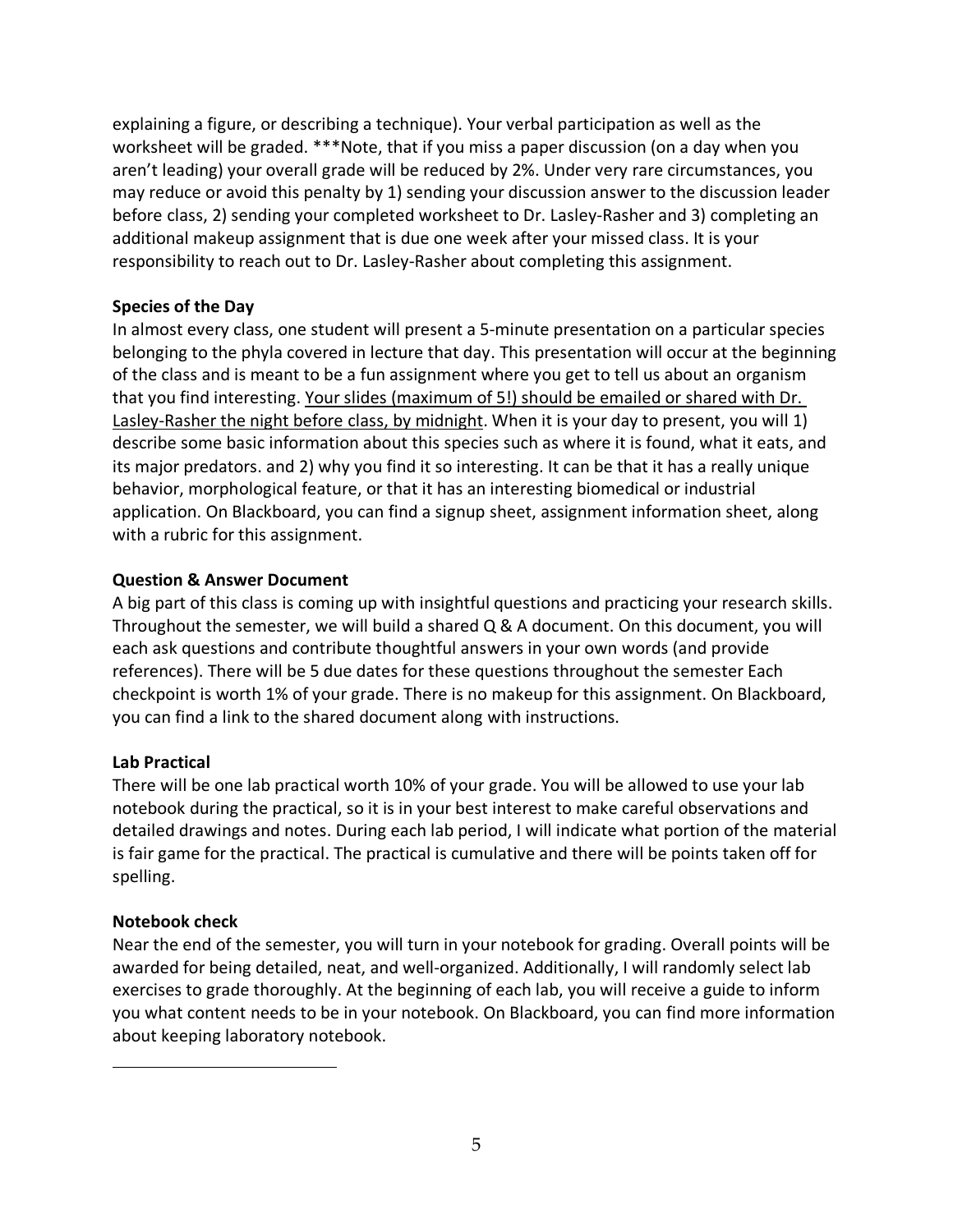explaining a figure, or describing a technique). Your verbal participation as well as the worksheet will be graded. ***Note, that if you miss a paper discussion (on a day when you aren't leading) your overall grade will be reduced by 2%. Under very rare circumstances, you may reduce or avoid this penalty by 1) sending your discussion answer to the discussion leader before class, 2) sending your completed worksheet to Dr. Lasley-Rasher and 3) completing an additional makeup assignment that is due one week after your missed class. It is your responsibility to reach out to Dr. Lasley-Rasher about completing this assignment.

**Species of the Day**

In almost every class, one student will present a 5-minute presentation on a particular species belonging to the phyla covered in lecture that day. This presentation will occur at the beginning of the class and is meant to be a fun assignment where you get to tell us about an organism that you find interesting. <u>Your slides (maximum of 5!) should be emailed or shared with Dr. Lasley-Rasher the night before class, by midnight</u>. When it is your day to present, you will 1) describe some basic information about this species such as where it is found, what it eats, and its major predators. and 2) why you find it so interesting. It can be that it has a really unique behavior, morphological feature, or that it has an interesting biomedical or industrial application. On Blackboard, you can find a signup sheet, assignment information sheet, along with a rubric for this assignment.

**Question & Answer Document**

A big part of this class is coming up with insightful questions and practicing your research skills. Throughout the semester, we will build a shared Q & A document. On this document, you will each ask questions and contribute thoughtful answers in your own words (and provide references). There will be 5 due dates for these questions throughout the semester Each checkpoint is worth 1% of your grade. There is no makeup for this assignment. On Blackboard, you can find a link to the shared document along with instructions.

**Lab Practical**

There will be one lab practical worth 10% of your grade. You will be allowed to use your lab notebook during the practical, so it is in your best interest to make careful observations and detailed drawings and notes. During each lab period, I will indicate what portion of the material is fair game for the practical. The practical is cumulative and there will be points taken off for spelling.

**Notebook check**

Near the end of the semester, you will turn in your notebook for grading. Overall points will be awarded for being detailed, neat, and well-organized. Additionally, I will randomly select lab exercises to grade thoroughly. At the beginning of each lab, you will receive a guide to inform you what content needs to be in your notebook. On Blackboard, you can find more information about keeping laboratory notebook.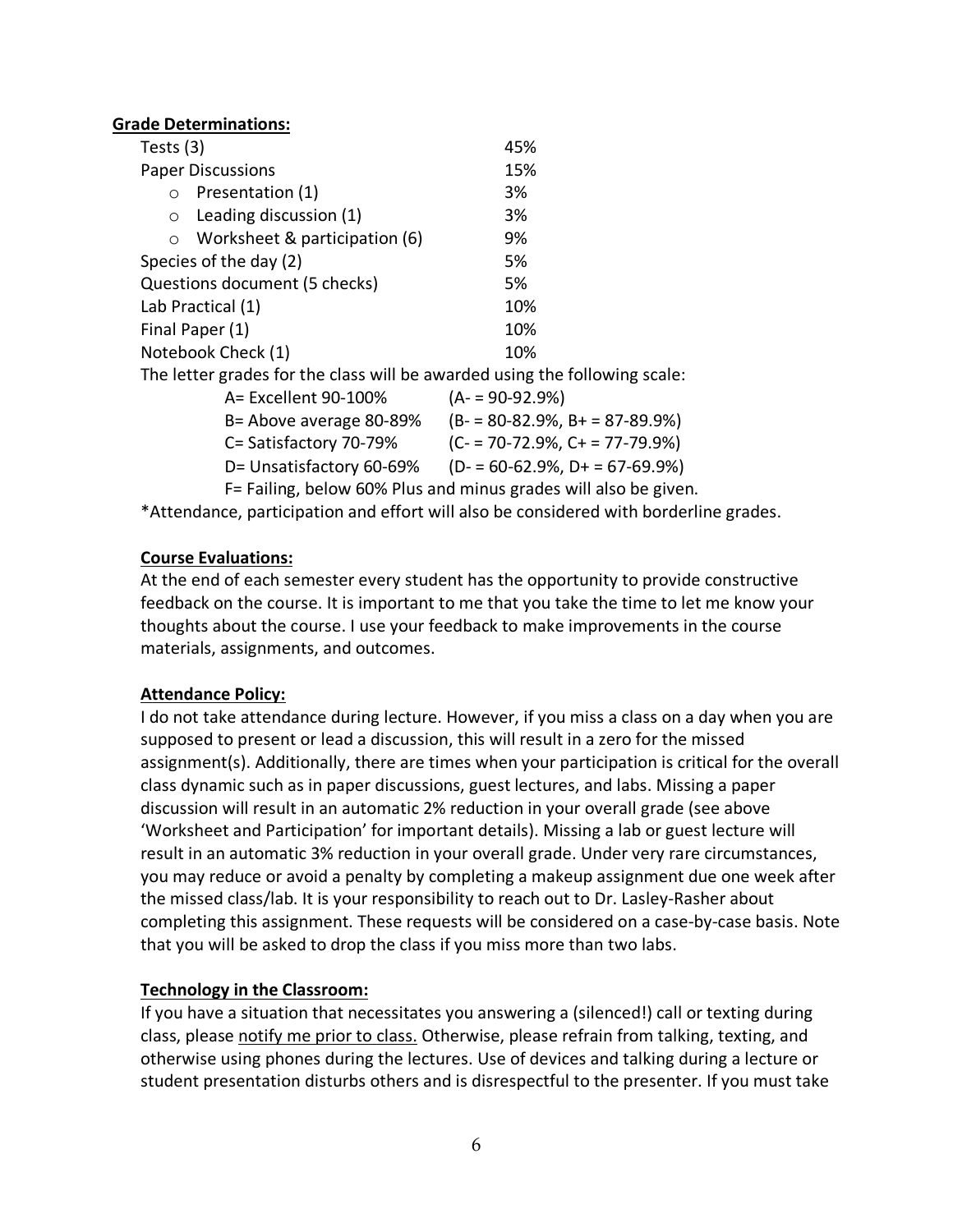**<u>Grade Determinations:</u>**

| Item | Weight |
| --- | --- |
| Tests (3) | 45% |
| Paper Discussions | 15% |
| ○ Presentation (1) | 3% |
| ○ Leading discussion (1) | 3% |
| ○ Worksheet & participation (6) | 9% |
| Species of the day (2) | 5% |
| Questions document (5 checks) | 5% |
| Lab Practical (1) | 10% |
| Final Paper (1) | 10% |
| Notebook Check (1) | 10% |

The letter grades for the class will be awarded using the following scale:

| Grade | Range |
| --- | --- |
| A= Excellent 90-100% | (A- = 90-92.9%) |
| B= Above average 80-89% | (B- = 80-82.9%, B+ = 87-89.9%) |
| C= Satisfactory 70-79% | (C- = 70-72.9%, C+ = 77-79.9%) |
| D= Unsatisfactory 60-69% | (D- = 60-62.9%, D+ = 67-69.9%) |

F= Failing, below 60% Plus and minus grades will also be given.

*Attendance, participation and effort will also be considered with borderline grades.

**<u>Course Evaluations:</u>**

At the end of each semester every student has the opportunity to provide constructive feedback on the course. It is important to me that you take the time to let me know your thoughts about the course. I use your feedback to make improvements in the course materials, assignments, and outcomes.

**<u>Attendance Policy:</u>**

I do not take attendance during lecture. However, if you miss a class on a day when you are supposed to present or lead a discussion, this will result in a zero for the missed assignment(s). Additionally, there are times when your participation is critical for the overall class dynamic such as in paper discussions, guest lectures, and labs. Missing a paper discussion will result in an automatic 2% reduction in your overall grade (see above 'Worksheet and Participation' for important details). Missing a lab or guest lecture will result in an automatic 3% reduction in your overall grade. Under very rare circumstances, you may reduce or avoid a penalty by completing a makeup assignment due one week after the missed class/lab. It is your responsibility to reach out to Dr. Lasley-Rasher about completing this assignment. These requests will be considered on a case-by-case basis. Note that you will be asked to drop the class if you miss more than two labs.

**<u>Technology in the Classroom:</u>**

If you have a situation that necessitates you answering a (silenced!) call or texting during class, please <u>notify me prior to class.</u> Otherwise, please refrain from talking, texting, and otherwise using phones during the lectures. Use of devices and talking during a lecture or student presentation disturbs others and is disrespectful to the presenter. If you must take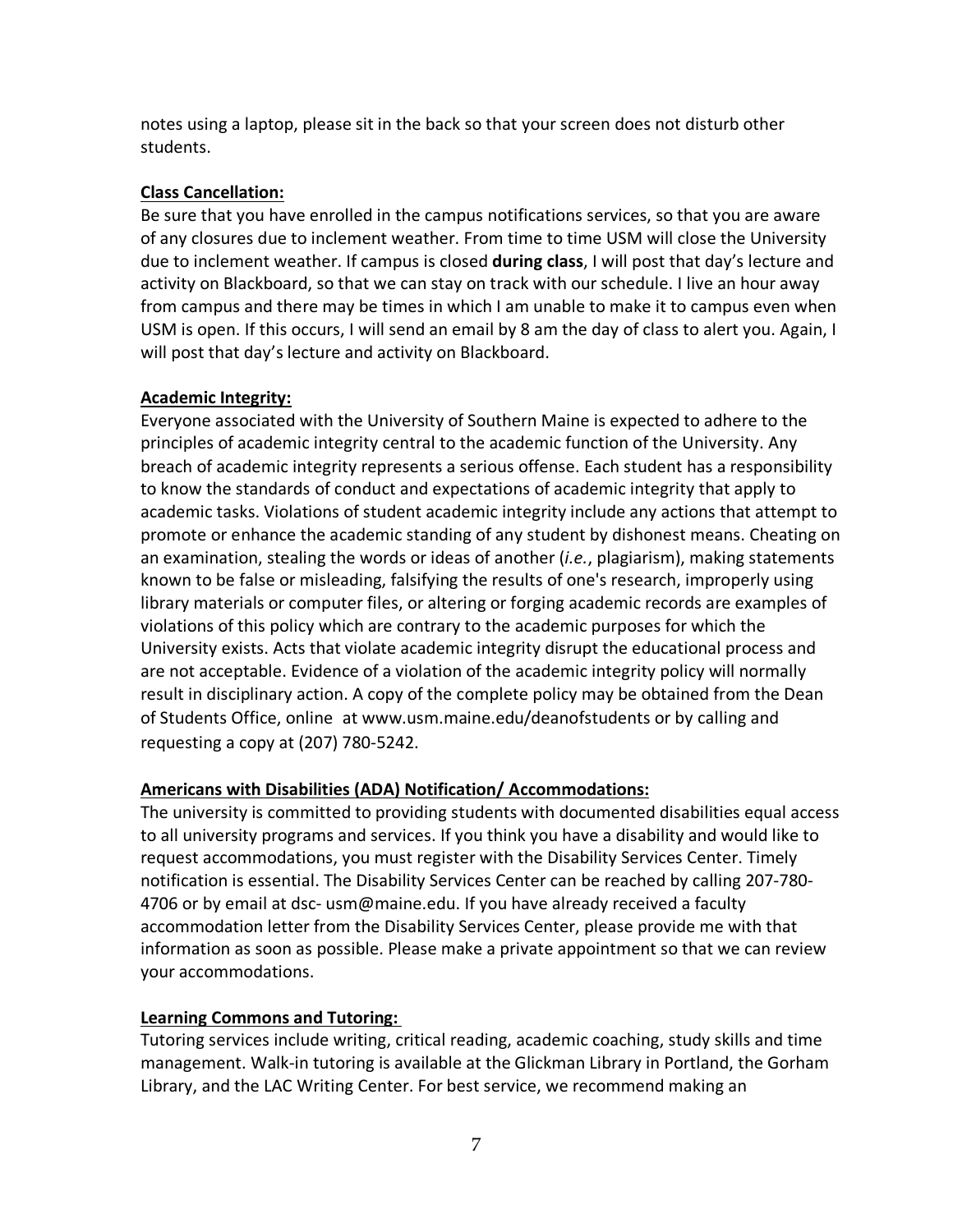notes using a laptop, please sit in the back so that your screen does not disturb other students.

**Class Cancellation:**

Be sure that you have enrolled in the campus notifications services, so that you are aware of any closures due to inclement weather. From time to time USM will close the University due to inclement weather. If campus is closed **during class**, I will post that day's lecture and activity on Blackboard, so that we can stay on track with our schedule. I live an hour away from campus and there may be times in which I am unable to make it to campus even when USM is open. If this occurs, I will send an email by 8 am the day of class to alert you. Again, I will post that day's lecture and activity on Blackboard.

**Academic Integrity:**

Everyone associated with the University of Southern Maine is expected to adhere to the principles of academic integrity central to the academic function of the University. Any breach of academic integrity represents a serious offense. Each student has a responsibility to know the standards of conduct and expectations of academic integrity that apply to academic tasks. Violations of student academic integrity include any actions that attempt to promote or enhance the academic standing of any student by dishonest means. Cheating on an examination, stealing the words or ideas of another (*i.e.*, plagiarism), making statements known to be false or misleading, falsifying the results of one's research, improperly using library materials or computer files, or altering or forging academic records are examples of violations of this policy which are contrary to the academic purposes for which the University exists. Acts that violate academic integrity disrupt the educational process and are not acceptable. Evidence of a violation of the academic integrity policy will normally result in disciplinary action. A copy of the complete policy may be obtained from the Dean of Students Office, online at www.usm.maine.edu/deanofstudents or by calling and requesting a copy at (207) 780-5242.

**Americans with Disabilities (ADA) Notification/ Accommodations:**

The university is committed to providing students with documented disabilities equal access to all university programs and services. If you think you have a disability and would like to request accommodations, you must register with the Disability Services Center. Timely notification is essential. The Disability Services Center can be reached by calling 207-780-4706 or by email at dsc- usm@maine.edu. If you have already received a faculty accommodation letter from the Disability Services Center, please provide me with that information as soon as possible. Please make a private appointment so that we can review your accommodations.

**Learning Commons and Tutoring:**

Tutoring services include writing, critical reading, academic coaching, study skills and time management. Walk-in tutoring is available at the Glickman Library in Portland, the Gorham Library, and the LAC Writing Center. For best service, we recommend making an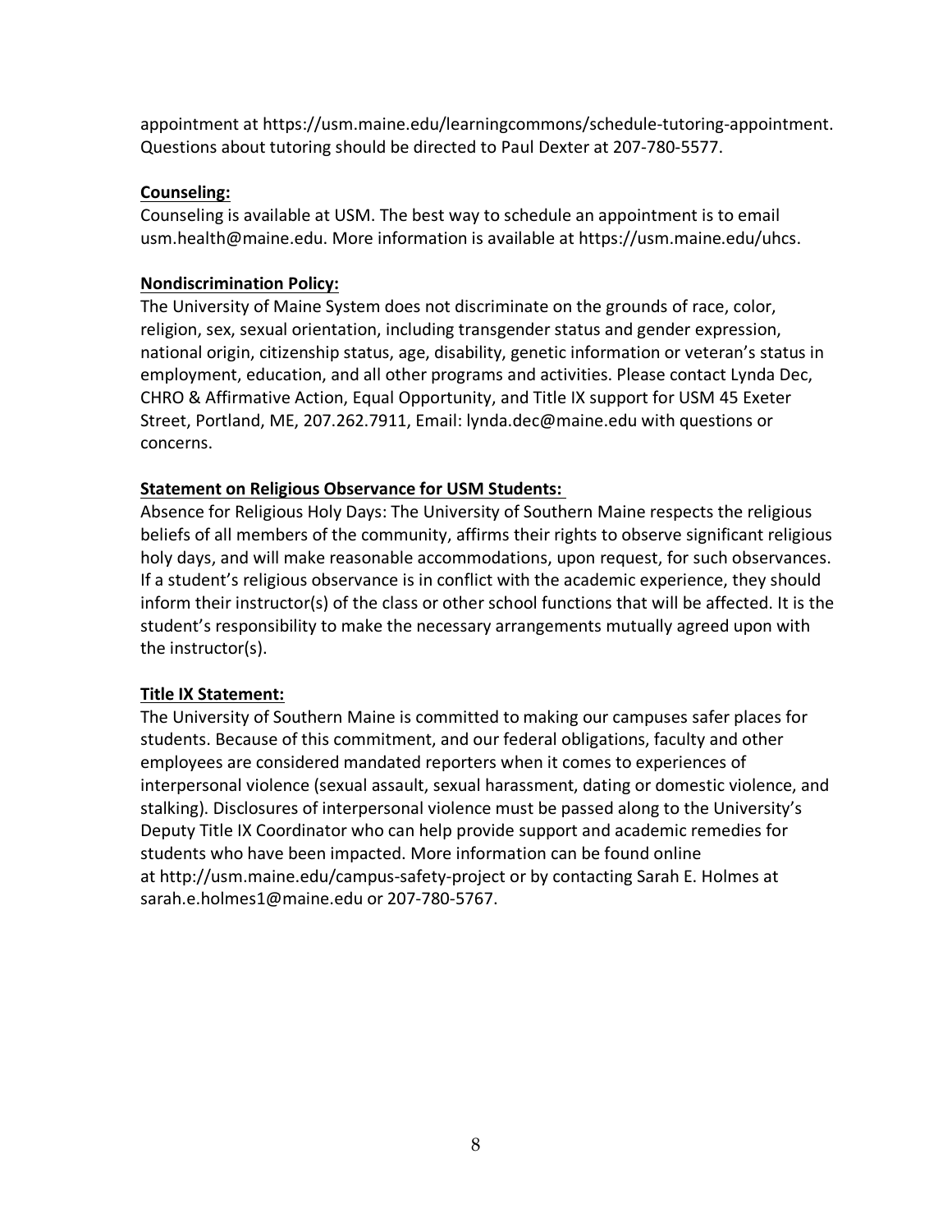appointment at https://usm.maine.edu/learningcommons/schedule-tutoring-appointment. Questions about tutoring should be directed to Paul Dexter at 207-780-5577.

**Counseling:**

Counseling is available at USM. The best way to schedule an appointment is to email usm.health@maine.edu. More information is available at https://usm.maine.edu/uhcs.

**Nondiscrimination Policy:**

The University of Maine System does not discriminate on the grounds of race, color, religion, sex, sexual orientation, including transgender status and gender expression, national origin, citizenship status, age, disability, genetic information or veteran's status in employment, education, and all other programs and activities. Please contact Lynda Dec, CHRO & Affirmative Action, Equal Opportunity, and Title IX support for USM 45 Exeter Street, Portland, ME, 207.262.7911, Email: lynda.dec@maine.edu with questions or concerns.

**Statement on Religious Observance for USM Students:**

Absence for Religious Holy Days: The University of Southern Maine respects the religious beliefs of all members of the community, affirms their rights to observe significant religious holy days, and will make reasonable accommodations, upon request, for such observances. If a student's religious observance is in conflict with the academic experience, they should inform their instructor(s) of the class or other school functions that will be affected. It is the student's responsibility to make the necessary arrangements mutually agreed upon with the instructor(s).

**Title IX Statement:**

The University of Southern Maine is committed to making our campuses safer places for students. Because of this commitment, and our federal obligations, faculty and other employees are considered mandated reporters when it comes to experiences of interpersonal violence (sexual assault, sexual harassment, dating or domestic violence, and stalking). Disclosures of interpersonal violence must be passed along to the University's Deputy Title IX Coordinator who can help provide support and academic remedies for students who have been impacted. More information can be found online at http://usm.maine.edu/campus-safety-project or by contacting Sarah E. Holmes at sarah.e.holmes1@maine.edu or 207-780-5767.